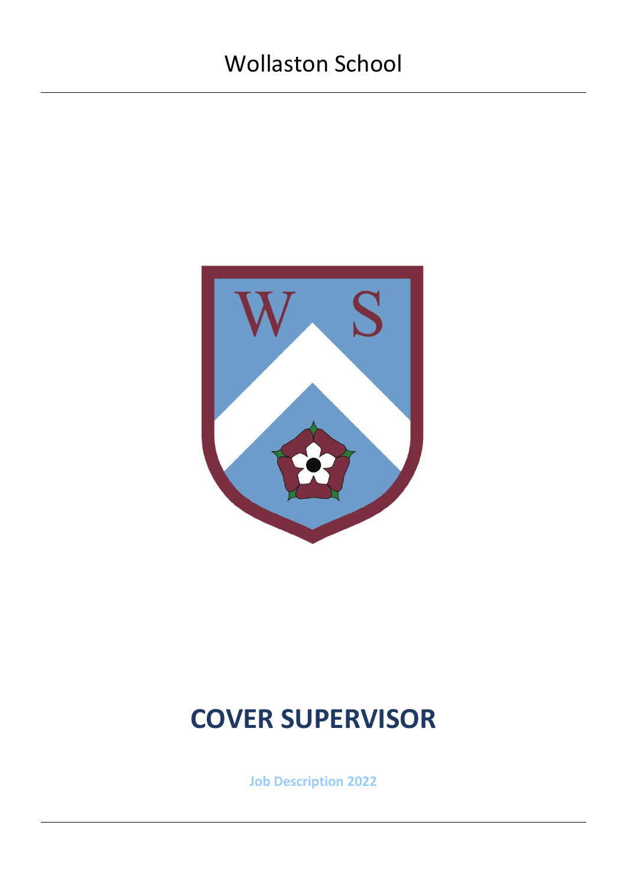Wollaston School

# COVER SUPERVISOR

**Job Description 2022**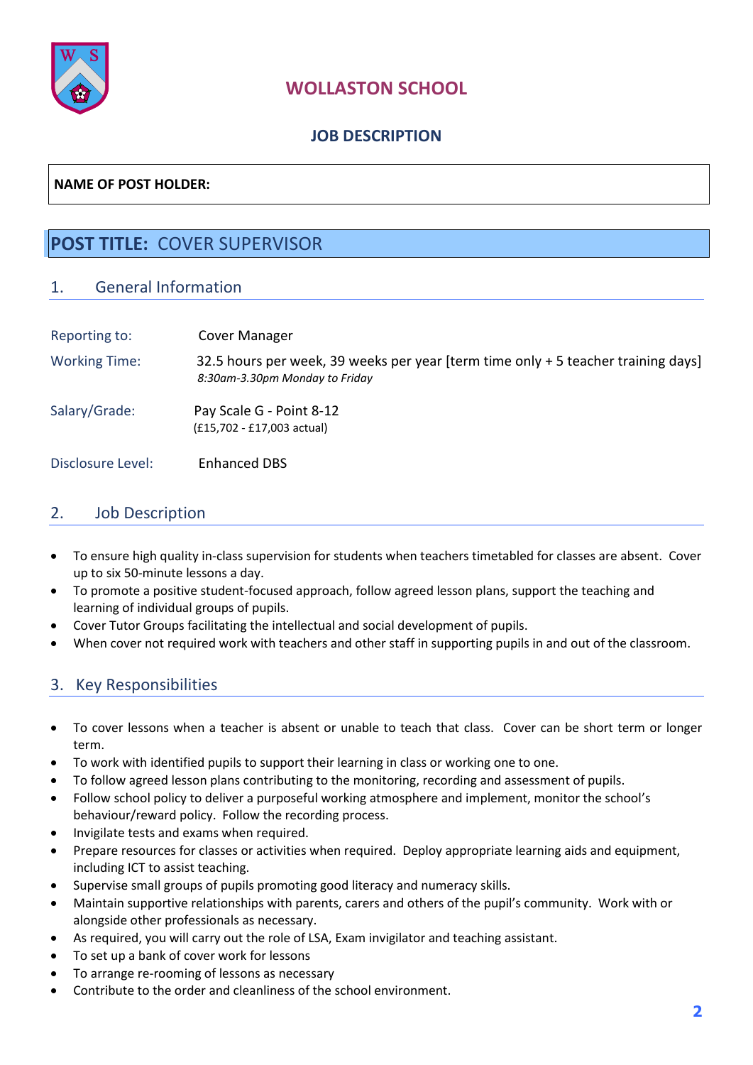# WOLLASTON SCHOOL

## JOB DESCRIPTION

**NAME OF POST HOLDER:**

## POST TITLE: COVER SUPERVISOR

### 1. General Information

| | |
|---|---|
| Reporting to: | Cover Manager |
| Working Time: | 32.5 hours per week, 39 weeks per year [term time only + 5 teacher training days] *8:30am-3.30pm Monday to Friday* |
| Salary/Grade: | Pay Scale G - Point 8-12 (£15,702 - £17,003 actual) |
| Disclosure Level: | Enhanced DBS |

### 2. Job Description

- To ensure high quality in-class supervision for students when teachers timetabled for classes are absent. Cover up to six 50-minute lessons a day.
- To promote a positive student-focused approach, follow agreed lesson plans, support the teaching and learning of individual groups of pupils.
- Cover Tutor Groups facilitating the intellectual and social development of pupils.
- When cover not required work with teachers and other staff in supporting pupils in and out of the classroom.

### 3. Key Responsibilities

- To cover lessons when a teacher is absent or unable to teach that class. Cover can be short term or longer term.
- To work with identified pupils to support their learning in class or working one to one.
- To follow agreed lesson plans contributing to the monitoring, recording and assessment of pupils.
- Follow school policy to deliver a purposeful working atmosphere and implement, monitor the school's behaviour/reward policy. Follow the recording process.
- Invigilate tests and exams when required.
- Prepare resources for classes or activities when required. Deploy appropriate learning aids and equipment, including ICT to assist teaching.
- Supervise small groups of pupils promoting good literacy and numeracy skills.
- Maintain supportive relationships with parents, carers and others of the pupil's community. Work with or alongside other professionals as necessary.
- As required, you will carry out the role of LSA, Exam invigilator and teaching assistant.
- To set up a bank of cover work for lessons
- To arrange re-rooming of lessons as necessary
- Contribute to the order and cleanliness of the school environment.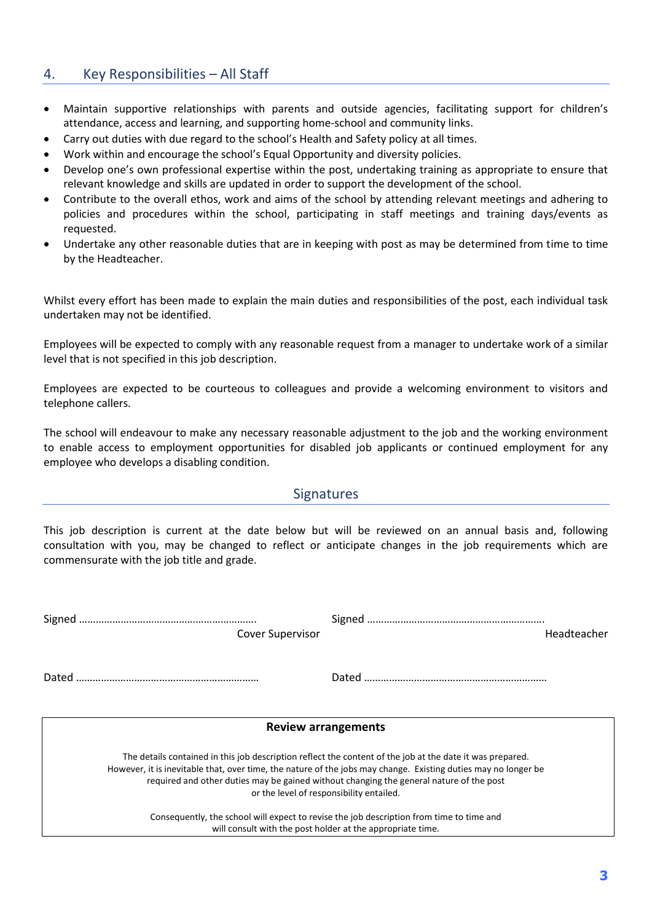## 4. Key Responsibilities – All Staff

- Maintain supportive relationships with parents and outside agencies, facilitating support for children's attendance, access and learning, and supporting home-school and community links.
- Carry out duties with due regard to the school's Health and Safety policy at all times.
- Work within and encourage the school's Equal Opportunity and diversity policies.
- Develop one's own professional expertise within the post, undertaking training as appropriate to ensure that relevant knowledge and skills are updated in order to support the development of the school.
- Contribute to the overall ethos, work and aims of the school by attending relevant meetings and adhering to policies and procedures within the school, participating in staff meetings and training days/events as requested.
- Undertake any other reasonable duties that are in keeping with post as may be determined from time to time by the Headteacher.

Whilst every effort has been made to explain the main duties and responsibilities of the post, each individual task undertaken may not be identified.

Employees will be expected to comply with any reasonable request from a manager to undertake work of a similar level that is not specified in this job description.

Employees are expected to be courteous to colleagues and provide a welcoming environment to visitors and telephone callers.

The school will endeavour to make any necessary reasonable adjustment to the job and the working environment to enable access to employment opportunities for disabled job applicants or continued employment for any employee who develops a disabling condition.

## Signatures

This job description is current at the date below but will be reviewed on an annual basis and, following consultation with you, may be changed to reflect or anticipate changes in the job requirements which are commensurate with the job title and grade.

Signed ………………………………………………………. Cover Supervisor

Signed ………………………………………………………. Headteacher

Dated …………………………………………………………

Dated …………………………………………………………

**Review arrangements**

The details contained in this job description reflect the content of the job at the date it was prepared. However, it is inevitable that, over time, the nature of the jobs may change. Existing duties may no longer be required and other duties may be gained without changing the general nature of the post or the level of responsibility entailed.

Consequently, the school will expect to revise the job description from time to time and will consult with the post holder at the appropriate time.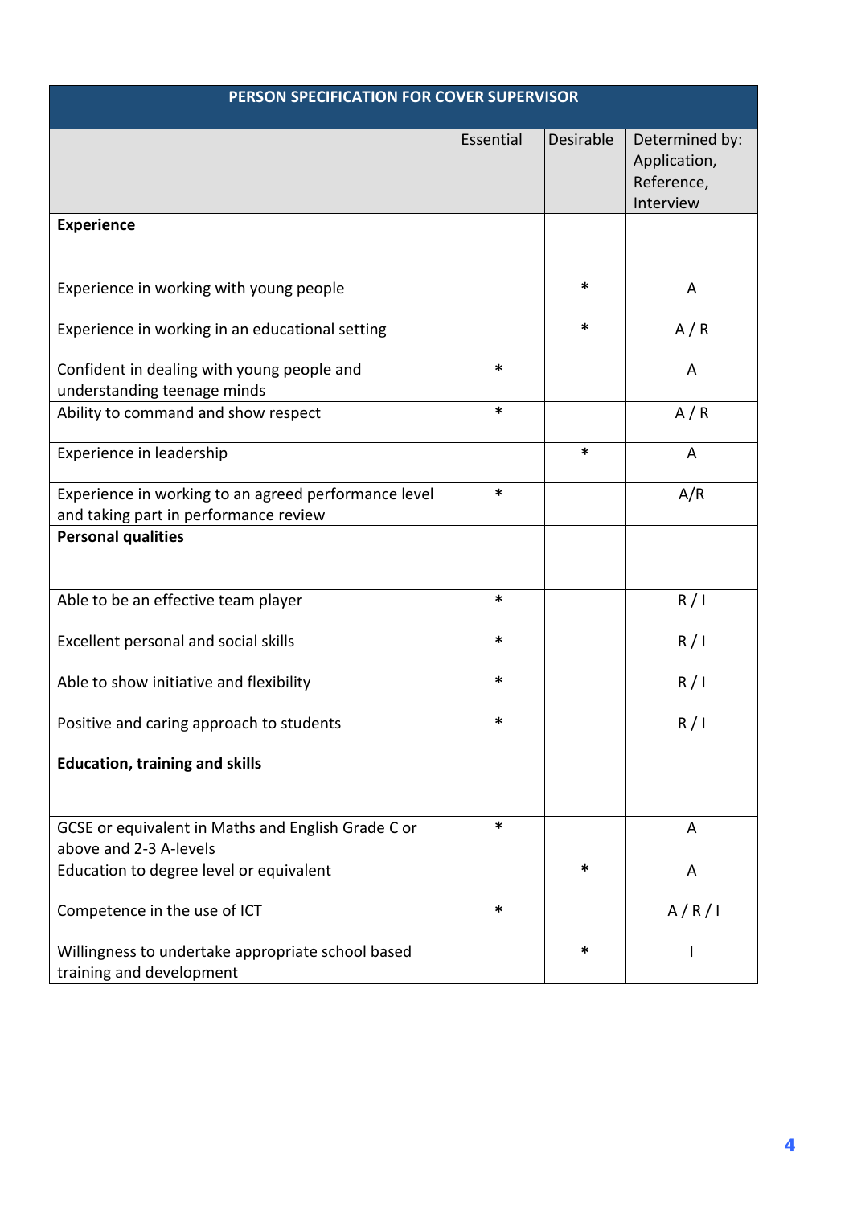| PERSON SPECIFICATION FOR COVER SUPERVISOR | | | |
|---|---|---|---|
| | Essential | Desirable | Determined by: Application, Reference, Interview |
| **Experience** | | | |
| Experience in working with young people | | * | A |
| Experience in working in an educational setting | | * | A / R |
| Confident in dealing with young people and understanding teenage minds | * | | A |
| Ability to command and show respect | * | | A / R |
| Experience in leadership | | * | A |
| Experience in working to an agreed performance level and taking part in performance review | * | | A/R |
| **Personal qualities** | | | |
| Able to be an effective team player | * | | R / I |
| Excellent personal and social skills | * | | R / I |
| Able to show initiative and flexibility | * | | R / I |
| Positive and caring approach to students | * | | R / I |
| **Education, training and skills** | | | |
| GCSE or equivalent in Maths and English Grade C or above and 2-3 A-levels | * | | A |
| Education to degree level or equivalent | | * | A |
| Competence in the use of ICT | * | | A / R / I |
| Willingness to undertake appropriate school based training and development | | * | I |